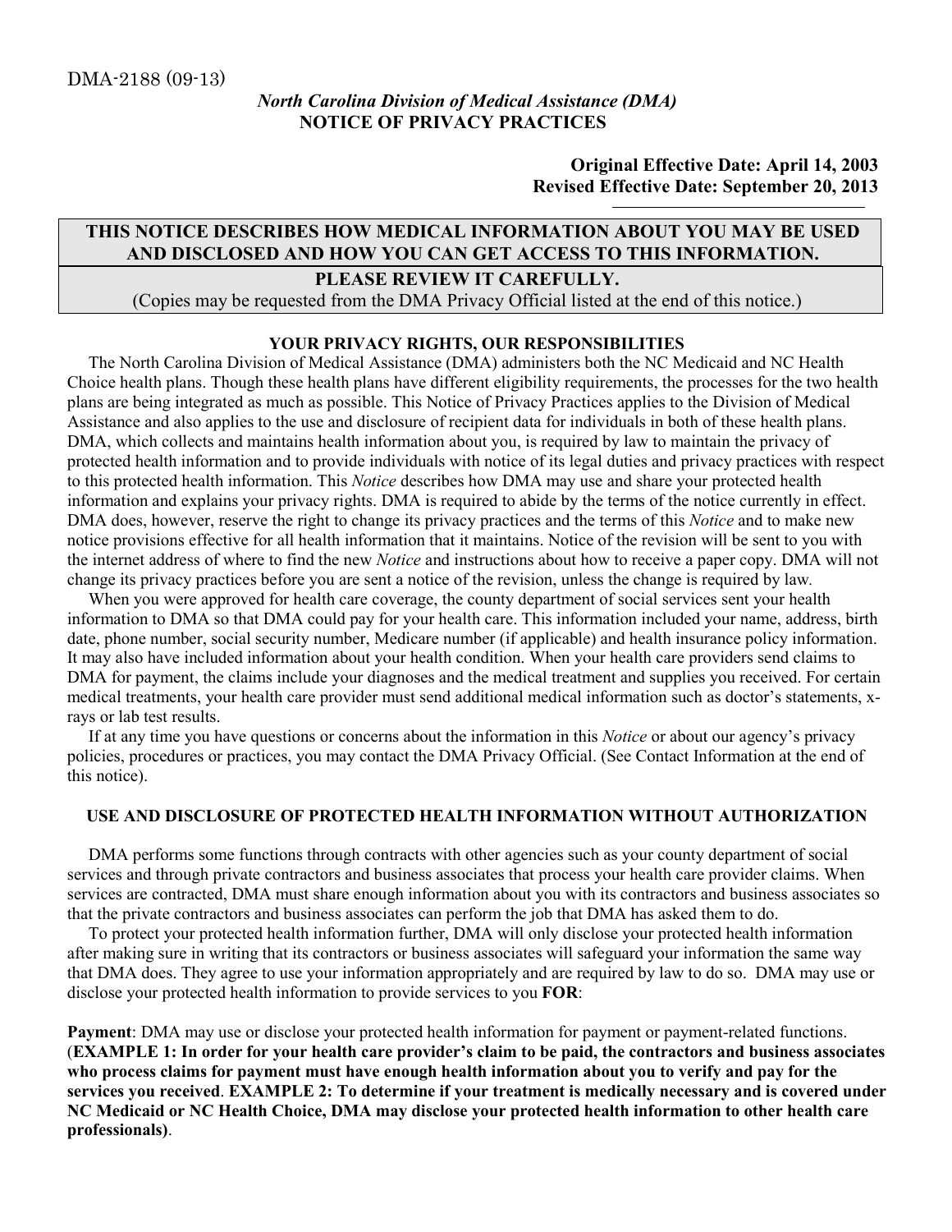DMA-2188 (09-13)

*North Carolina Division of Medical Assistance (DMA)*

# NOTICE OF PRIVACY PRACTICES

**Original Effective Date: April 14, 2003**
**Revised Effective Date: September 20, 2013**

**THIS NOTICE DESCRIBES HOW MEDICAL INFORMATION ABOUT YOU MAY BE USED AND DISCLOSED AND HOW YOU CAN GET ACCESS TO THIS INFORMATION.**

**PLEASE REVIEW IT CAREFULLY.**

(Copies may be requested from the DMA Privacy Official listed at the end of this notice.)

## YOUR PRIVACY RIGHTS, OUR RESPONSIBILITIES

The North Carolina Division of Medical Assistance (DMA) administers both the NC Medicaid and NC Health Choice health plans. Though these health plans have different eligibility requirements, the processes for the two health plans are being integrated as much as possible. This Notice of Privacy Practices applies to the Division of Medical Assistance and also applies to the use and disclosure of recipient data for individuals in both of these health plans. DMA, which collects and maintains health information about you, is required by law to maintain the privacy of protected health information and to provide individuals with notice of its legal duties and privacy practices with respect to this protected health information. This *Notice* describes how DMA may use and share your protected health information and explains your privacy rights. DMA is required to abide by the terms of the notice currently in effect. DMA does, however, reserve the right to change its privacy practices and the terms of this *Notice* and to make new notice provisions effective for all health information that it maintains. Notice of the revision will be sent to you with the internet address of where to find the new *Notice* and instructions about how to receive a paper copy. DMA will not change its privacy practices before you are sent a notice of the revision, unless the change is required by law.

When you were approved for health care coverage, the county department of social services sent your health information to DMA so that DMA could pay for your health care. This information included your name, address, birth date, phone number, social security number, Medicare number (if applicable) and health insurance policy information. It may also have included information about your health condition. When your health care providers send claims to DMA for payment, the claims include your diagnoses and the medical treatment and supplies you received. For certain medical treatments, your health care provider must send additional medical information such as doctor's statements, x-rays or lab test results.

If at any time you have questions or concerns about the information in this *Notice* or about our agency's privacy policies, procedures or practices, you may contact the DMA Privacy Official. (See Contact Information at the end of this notice).

## USE AND DISCLOSURE OF PROTECTED HEALTH INFORMATION WITHOUT AUTHORIZATION

DMA performs some functions through contracts with other agencies such as your county department of social services and through private contractors and business associates that process your health care provider claims. When services are contracted, DMA must share enough information about you with its contractors and business associates so that the private contractors and business associates can perform the job that DMA has asked them to do.

To protect your protected health information further, DMA will only disclose your protected health information after making sure in writing that its contractors or business associates will safeguard your information the same way that DMA does. They agree to use your information appropriately and are required by law to do so. DMA may use or disclose your protected health information to provide services to you **FOR**:

**Payment**: DMA may use or disclose your protected health information for payment or payment-related functions. (**EXAMPLE 1: In order for your health care provider's claim to be paid, the contractors and business associates who process claims for payment must have enough health information about you to verify and pay for the services you received**. **EXAMPLE 2: To determine if your treatment is medically necessary and is covered under NC Medicaid or NC Health Choice, DMA may disclose your protected health information to other health care professionals)**.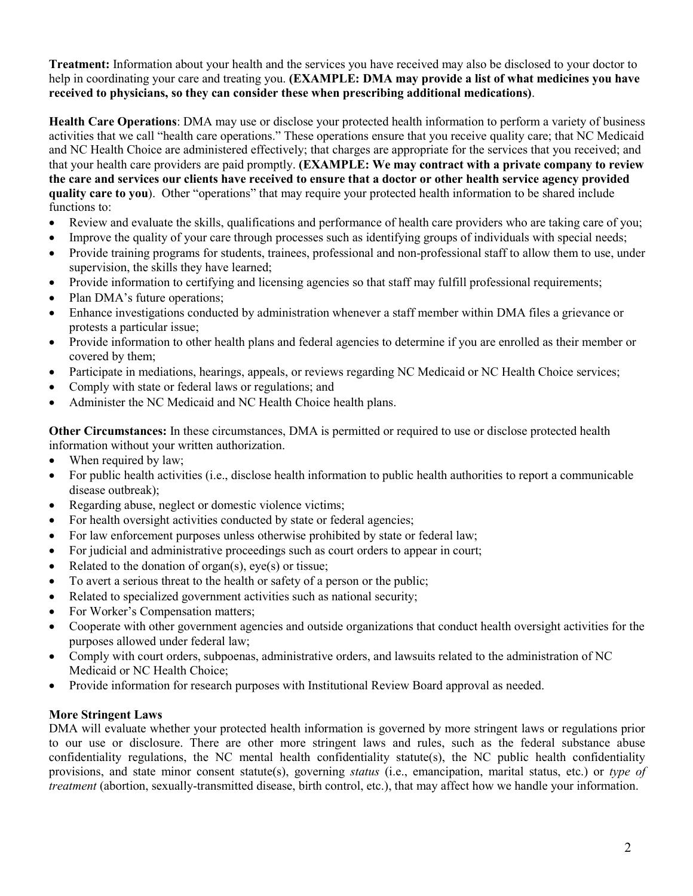**Treatment:** Information about your health and the services you have received may also be disclosed to your doctor to help in coordinating your care and treating you. **(EXAMPLE: DMA may provide a list of what medicines you have received to physicians, so they can consider these when prescribing additional medications)**.

**Health Care Operations**: DMA may use or disclose your protected health information to perform a variety of business activities that we call "health care operations." These operations ensure that you receive quality care; that NC Medicaid and NC Health Choice are administered effectively; that charges are appropriate for the services that you received; and that your health care providers are paid promptly. **(EXAMPLE: We may contract with a private company to review the care and services our clients have received to ensure that a doctor or other health service agency provided quality care to you**). Other "operations" that may require your protected health information to be shared include functions to:

- Review and evaluate the skills, qualifications and performance of health care providers who are taking care of you;
- Improve the quality of your care through processes such as identifying groups of individuals with special needs;
- Provide training programs for students, trainees, professional and non-professional staff to allow them to use, under supervision, the skills they have learned;
- Provide information to certifying and licensing agencies so that staff may fulfill professional requirements;
- Plan DMA's future operations;
- Enhance investigations conducted by administration whenever a staff member within DMA files a grievance or protests a particular issue;
- Provide information to other health plans and federal agencies to determine if you are enrolled as their member or covered by them;
- Participate in mediations, hearings, appeals, or reviews regarding NC Medicaid or NC Health Choice services;
- Comply with state or federal laws or regulations; and
- Administer the NC Medicaid and NC Health Choice health plans.

**Other Circumstances:** In these circumstances, DMA is permitted or required to use or disclose protected health information without your written authorization.

- When required by law;
- For public health activities (i.e., disclose health information to public health authorities to report a communicable disease outbreak);
- Regarding abuse, neglect or domestic violence victims;
- For health oversight activities conducted by state or federal agencies;
- For law enforcement purposes unless otherwise prohibited by state or federal law;
- For judicial and administrative proceedings such as court orders to appear in court;
- Related to the donation of organ(s), eye(s) or tissue;
- To avert a serious threat to the health or safety of a person or the public;
- Related to specialized government activities such as national security;
- For Worker's Compensation matters;
- Cooperate with other government agencies and outside organizations that conduct health oversight activities for the purposes allowed under federal law;
- Comply with court orders, subpoenas, administrative orders, and lawsuits related to the administration of NC Medicaid or NC Health Choice;
- Provide information for research purposes with Institutional Review Board approval as needed.

**More Stringent Laws**

DMA will evaluate whether your protected health information is governed by more stringent laws or regulations prior to our use or disclosure. There are other more stringent laws and rules, such as the federal substance abuse confidentiality regulations, the NC mental health confidentiality statute(s), the NC public health confidentiality provisions, and state minor consent statute(s), governing *status* (i.e., emancipation, marital status, etc.) or *type of treatment* (abortion, sexually-transmitted disease, birth control, etc.), that may affect how we handle your information.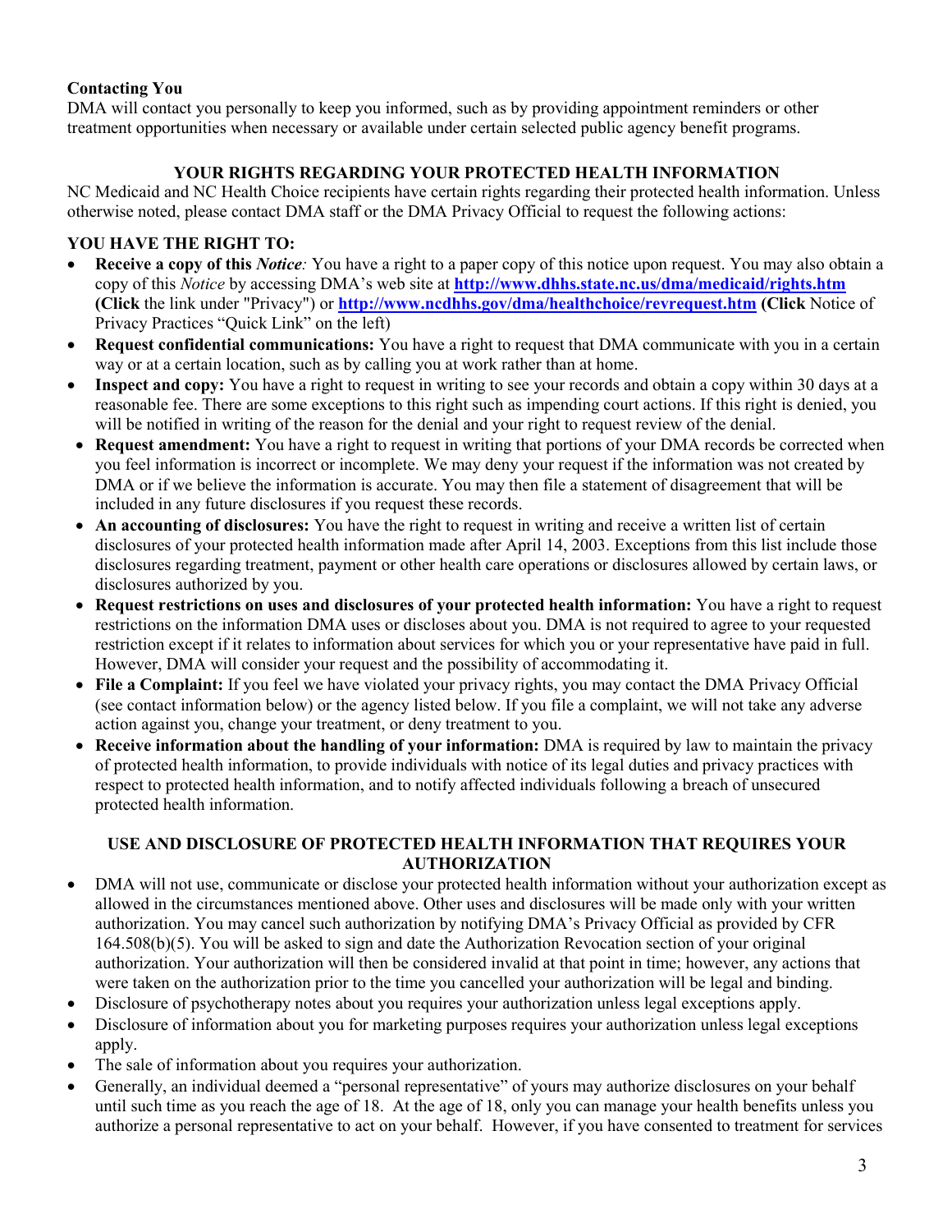**Contacting You**

DMA will contact you personally to keep you informed, such as by providing appointment reminders or other treatment opportunities when necessary or available under certain selected public agency benefit programs.

## YOUR RIGHTS REGARDING YOUR PROTECTED HEALTH INFORMATION

NC Medicaid and NC Health Choice recipients have certain rights regarding their protected health information. Unless otherwise noted, please contact DMA staff or the DMA Privacy Official to request the following actions:

**YOU HAVE THE RIGHT TO:**

- **Receive a copy of this *Notice*:** You have a right to a paper copy of this notice upon request. You may also obtain a copy of this *Notice* by accessing DMA's web site at **http://www.dhhs.state.nc.us/dma/medicaid/rights.htm** **(Click** the link under "Privacy") or **http://www.ncdhhs.gov/dma/healthchoice/revrequest.htm** **(Click** Notice of Privacy Practices "Quick Link" on the left)
- **Request confidential communications:** You have a right to request that DMA communicate with you in a certain way or at a certain location, such as by calling you at work rather than at home.
- **Inspect and copy:** You have a right to request in writing to see your records and obtain a copy within 30 days at a reasonable fee. There are some exceptions to this right such as impending court actions. If this right is denied, you will be notified in writing of the reason for the denial and your right to request review of the denial.
- **Request amendment:** You have a right to request in writing that portions of your DMA records be corrected when you feel information is incorrect or incomplete. We may deny your request if the information was not created by DMA or if we believe the information is accurate. You may then file a statement of disagreement that will be included in any future disclosures if you request these records.
- **An accounting of disclosures:** You have the right to request in writing and receive a written list of certain disclosures of your protected health information made after April 14, 2003. Exceptions from this list include those disclosures regarding treatment, payment or other health care operations or disclosures allowed by certain laws, or disclosures authorized by you.
- **Request restrictions on uses and disclosures of your protected health information:** You have a right to request restrictions on the information DMA uses or discloses about you. DMA is not required to agree to your requested restriction except if it relates to information about services for which you or your representative have paid in full. However, DMA will consider your request and the possibility of accommodating it.
- **File a Complaint:** If you feel we have violated your privacy rights, you may contact the DMA Privacy Official (see contact information below) or the agency listed below. If you file a complaint, we will not take any adverse action against you, change your treatment, or deny treatment to you.
- **Receive information about the handling of your information:** DMA is required by law to maintain the privacy of protected health information, to provide individuals with notice of its legal duties and privacy practices with respect to protected health information, and to notify affected individuals following a breach of unsecured protected health information.

## USE AND DISCLOSURE OF PROTECTED HEALTH INFORMATION THAT REQUIRES YOUR AUTHORIZATION

- DMA will not use, communicate or disclose your protected health information without your authorization except as allowed in the circumstances mentioned above. Other uses and disclosures will be made only with your written authorization. You may cancel such authorization by notifying DMA's Privacy Official as provided by CFR 164.508(b)(5). You will be asked to sign and date the Authorization Revocation section of your original authorization. Your authorization will then be considered invalid at that point in time; however, any actions that were taken on the authorization prior to the time you cancelled your authorization will be legal and binding.
- Disclosure of psychotherapy notes about you requires your authorization unless legal exceptions apply.
- Disclosure of information about you for marketing purposes requires your authorization unless legal exceptions apply.
- The sale of information about you requires your authorization.
- Generally, an individual deemed a "personal representative" of yours may authorize disclosures on your behalf until such time as you reach the age of 18. At the age of 18, only you can manage your health benefits unless you authorize a personal representative to act on your behalf. However, if you have consented to treatment for services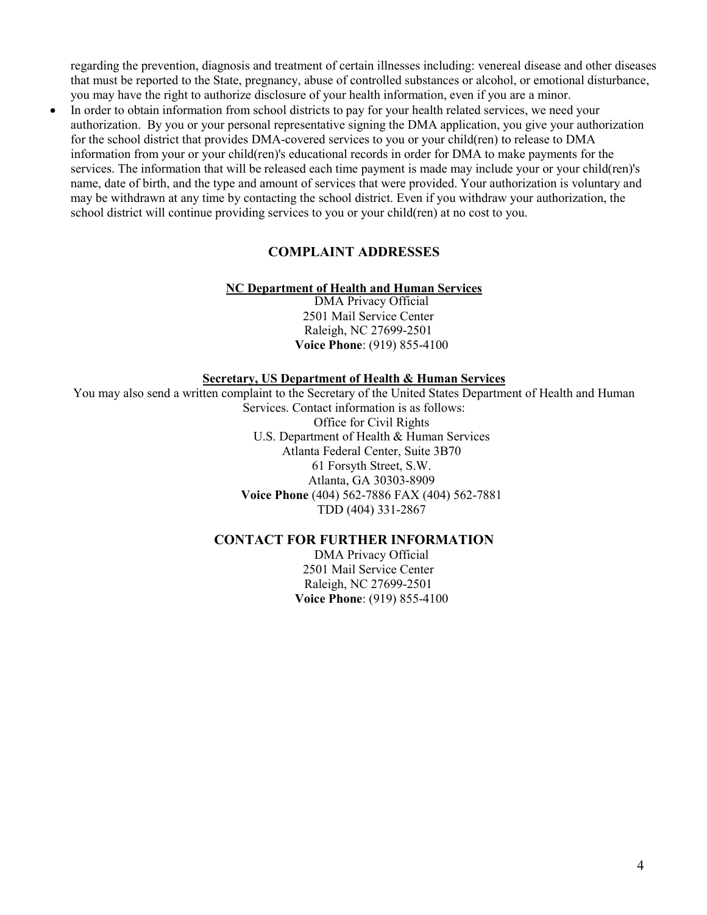regarding the prevention, diagnosis and treatment of certain illnesses including: venereal disease and other diseases that must be reported to the State, pregnancy, abuse of controlled substances or alcohol, or emotional disturbance, you may have the right to authorize disclosure of your health information, even if you are a minor.

- In order to obtain information from school districts to pay for your health related services, we need your authorization. By you or your personal representative signing the DMA application, you give your authorization for the school district that provides DMA-covered services to you or your child(ren) to release to DMA information from your or your child(ren)'s educational records in order for DMA to make payments for the services. The information that will be released each time payment is made may include your or your child(ren)'s name, date of birth, and the type and amount of services that were provided. Your authorization is voluntary and may be withdrawn at any time by contacting the school district. Even if you withdraw your authorization, the school district will continue providing services to you or your child(ren) at no cost to you.

## COMPLAINT ADDRESSES

**NC Department of Health and Human Services**

DMA Privacy Official
2501 Mail Service Center
Raleigh, NC 27699-2501
**Voice Phone**: (919) 855-4100

**Secretary, US Department of Health & Human Services**

You may also send a written complaint to the Secretary of the United States Department of Health and Human Services. Contact information is as follows:

Office for Civil Rights
U.S. Department of Health & Human Services
Atlanta Federal Center, Suite 3B70
61 Forsyth Street, S.W.
Atlanta, GA 30303-8909
**Voice Phone** (404) 562-7886 FAX (404) 562-7881
TDD (404) 331-2867

## CONTACT FOR FURTHER INFORMATION

DMA Privacy Official
2501 Mail Service Center
Raleigh, NC 27699-2501
**Voice Phone**: (919) 855-4100